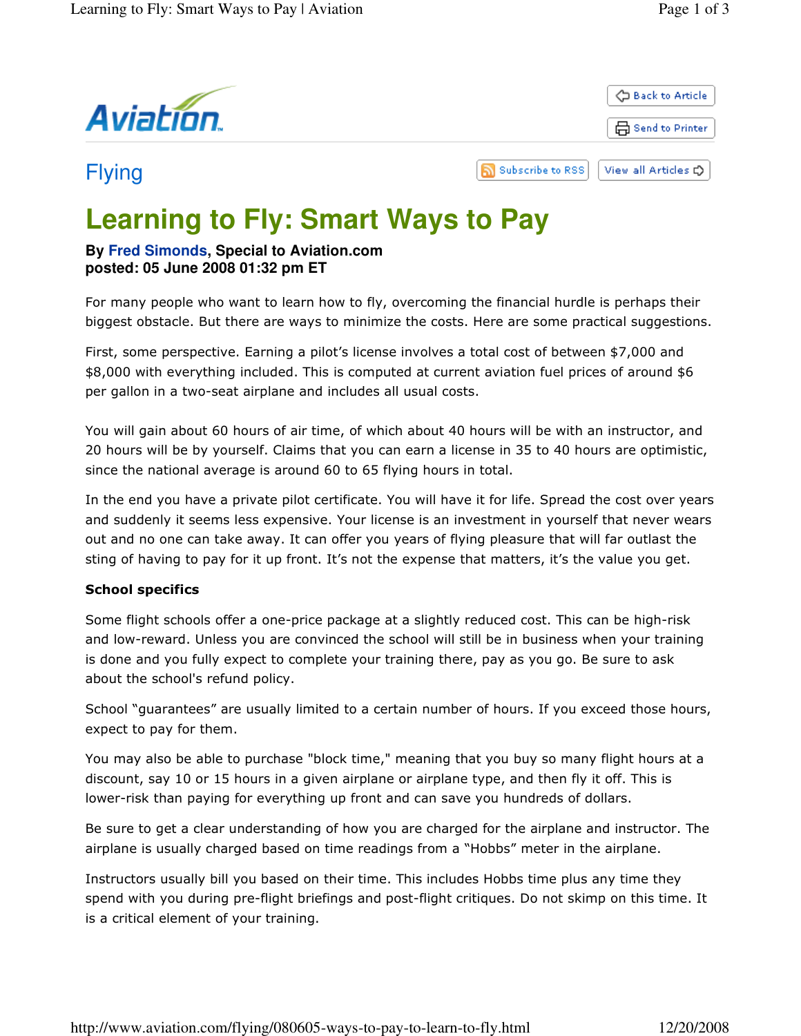Aviation

# Flying

# Learning to Fly: Smart Ways to Pay

**By Fred Simonds, Special to Aviation.com**
**posted: 05 June 2008 01:32 pm ET**

For many people who want to learn how to fly, overcoming the financial hurdle is perhaps their biggest obstacle. But there are ways to minimize the costs. Here are some practical suggestions.

First, some perspective. Earning a pilot's license involves a total cost of between $7,000 and $8,000 with everything included. This is computed at current aviation fuel prices of around $6 per gallon in a two-seat airplane and includes all usual costs.

You will gain about 60 hours of air time, of which about 40 hours will be with an instructor, and 20 hours will be by yourself. Claims that you can earn a license in 35 to 40 hours are optimistic, since the national average is around 60 to 65 flying hours in total.

In the end you have a private pilot certificate. You will have it for life. Spread the cost over years and suddenly it seems less expensive. Your license is an investment in yourself that never wears out and no one can take away. It can offer you years of flying pleasure that will far outlast the sting of having to pay for it up front. It's not the expense that matters, it's the value you get.

**School specifics**

Some flight schools offer a one-price package at a slightly reduced cost. This can be high-risk and low-reward. Unless you are convinced the school will still be in business when your training is done and you fully expect to complete your training there, pay as you go. Be sure to ask about the school's refund policy.

School "guarantees" are usually limited to a certain number of hours. If you exceed those hours, expect to pay for them.

You may also be able to purchase "block time," meaning that you buy so many flight hours at a discount, say 10 or 15 hours in a given airplane or airplane type, and then fly it off. This is lower-risk than paying for everything up front and can save you hundreds of dollars.

Be sure to get a clear understanding of how you are charged for the airplane and instructor. The airplane is usually charged based on time readings from a "Hobbs" meter in the airplane.

Instructors usually bill you based on their time. This includes Hobbs time plus any time they spend with you during pre-flight briefings and post-flight critiques. Do not skimp on this time. It is a critical element of your training.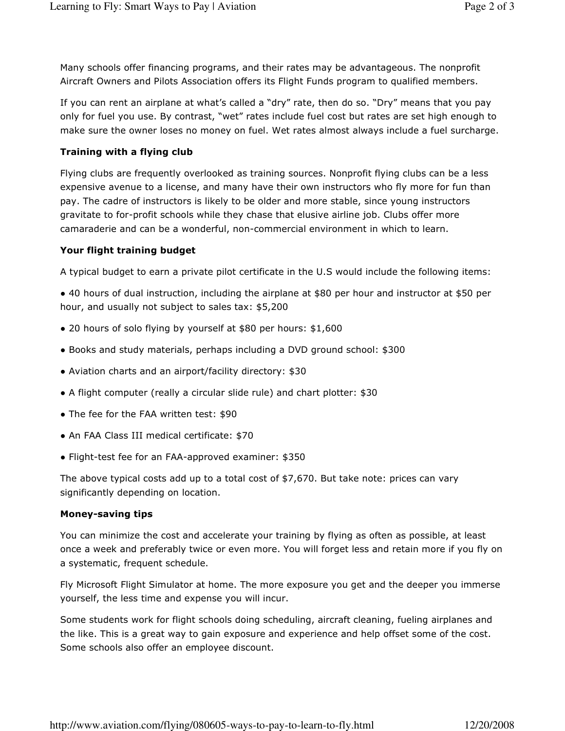Many schools offer financing programs, and their rates may be advantageous. The nonprofit Aircraft Owners and Pilots Association offers its Flight Funds program to qualified members.

If you can rent an airplane at what's called a "dry" rate, then do so. "Dry" means that you pay only for fuel you use. By contrast, "wet" rates include fuel cost but rates are set high enough to make sure the owner loses no money on fuel. Wet rates almost always include a fuel surcharge.

**Training with a flying club**

Flying clubs are frequently overlooked as training sources. Nonprofit flying clubs can be a less expensive avenue to a license, and many have their own instructors who fly more for fun than pay. The cadre of instructors is likely to be older and more stable, since young instructors gravitate to for-profit schools while they chase that elusive airline job. Clubs offer more camaraderie and can be a wonderful, non-commercial environment in which to learn.

**Your flight training budget**

A typical budget to earn a private pilot certificate in the U.S would include the following items:

- 40 hours of dual instruction, including the airplane at $80 per hour and instructor at $50 per hour, and usually not subject to sales tax: $5,200
- 20 hours of solo flying by yourself at $80 per hours: $1,600
- Books and study materials, perhaps including a DVD ground school: $300
- Aviation charts and an airport/facility directory: $30
- A flight computer (really a circular slide rule) and chart plotter: $30
- The fee for the FAA written test: $90
- An FAA Class III medical certificate: $70
- Flight-test fee for an FAA-approved examiner: $350

The above typical costs add up to a total cost of $7,670. But take note: prices can vary significantly depending on location.

**Money-saving tips**

You can minimize the cost and accelerate your training by flying as often as possible, at least once a week and preferably twice or even more. You will forget less and retain more if you fly on a systematic, frequent schedule.

Fly Microsoft Flight Simulator at home. The more exposure you get and the deeper you immerse yourself, the less time and expense you will incur.

Some students work for flight schools doing scheduling, aircraft cleaning, fueling airplanes and the like. This is a great way to gain exposure and experience and help offset some of the cost. Some schools also offer an employee discount.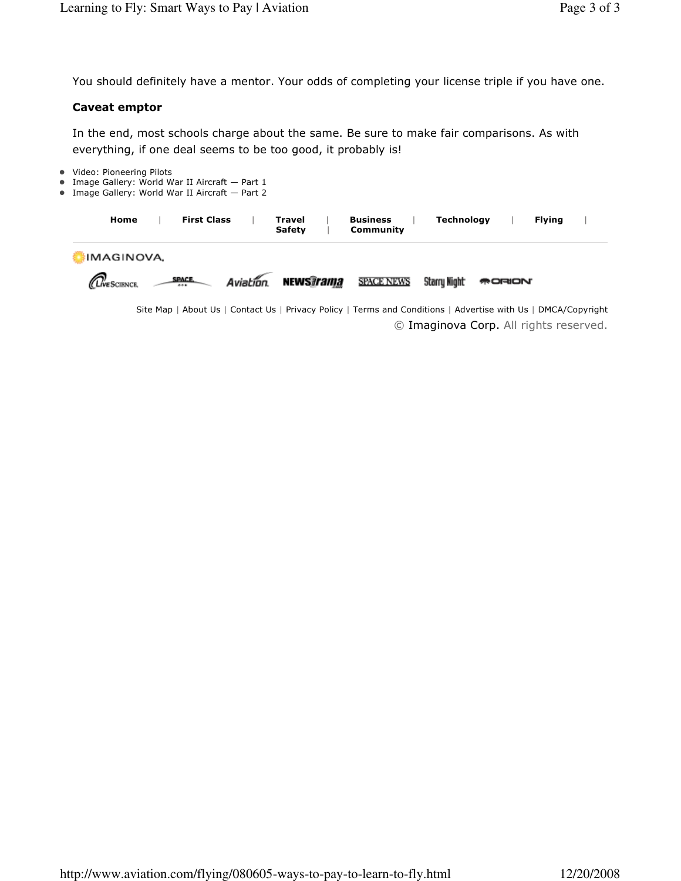You should definitely have a mentor. Your odds of completing your license triple if you have one.

**Caveat emptor**

In the end, most schools charge about the same. Be sure to make fair comparisons. As with everything, if one deal seems to be too good, it probably is!

- Video: Pioneering Pilots
- Image Gallery: World War II Aircraft — Part 1
- Image Gallery: World War II Aircraft — Part 2

**Home** | **First Class** | **Travel Safety** | **Business Community** | **Technology** | **Flying** |

IMAGINOVA

LiveScience  SPACE  Aviation  NEWSarama  SPACE NEWS  Starry Night  ORION

Site Map | About Us | Contact Us | Privacy Policy | Terms and Conditions | Advertise with Us | DMCA/Copyright

© Imaginova Corp. All rights reserved.